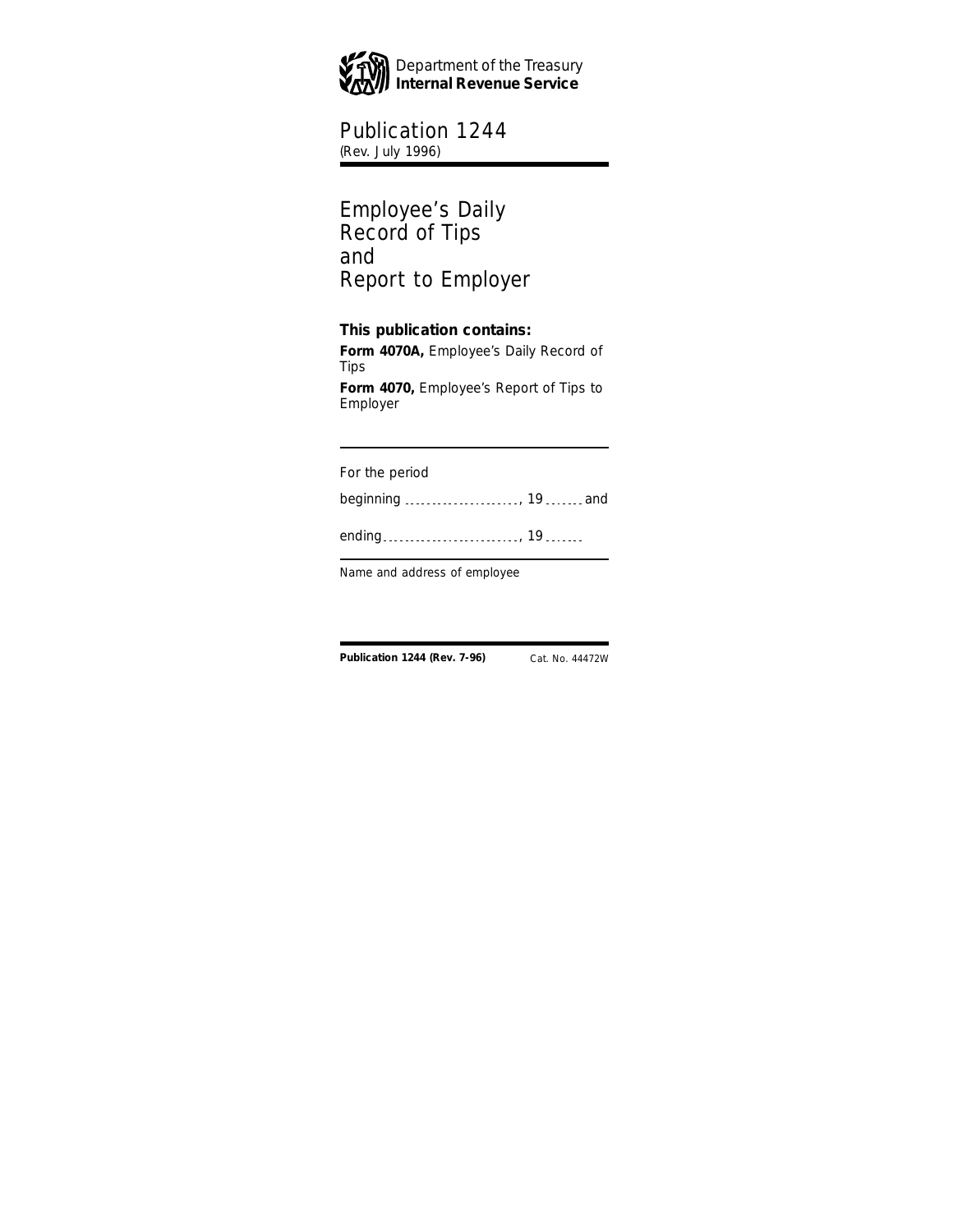Department of the Treasury
**Internal Revenue Service**

# Publication 1244
(Rev. July 1996)

# Employee's Daily Record of Tips and Report to Employer

**This publication contains:**

**Form 4070A,** Employee's Daily Record of Tips

**Form 4070,** Employee's Report of Tips to Employer

For the period

beginning ......................., 19 ....... and

ending ..........................., 19 .......

Name and address of employee

**Publication 1244 (Rev. 7-96)** Cat. No. 44472W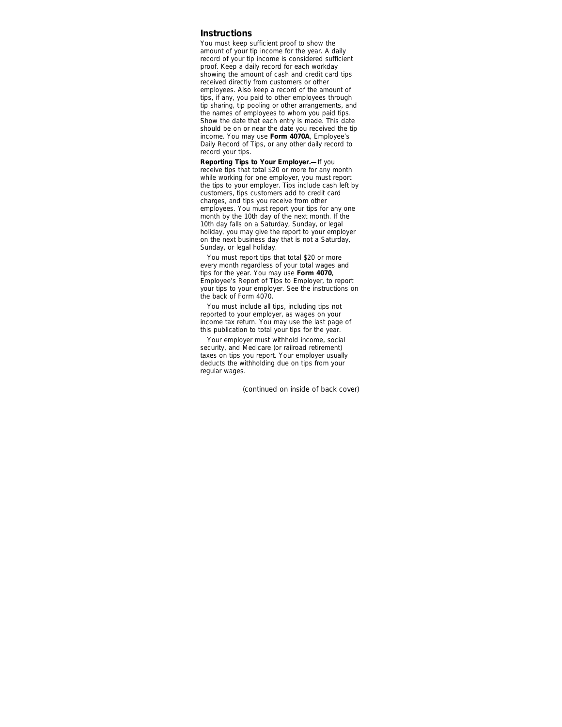## Instructions

You must keep sufficient proof to show the amount of your tip income for the year. A daily record of your tip income is considered sufficient proof. Keep a daily record for each workday showing the amount of cash and credit card tips received directly from customers or other employees. Also keep a record of the amount of tips, if any, you paid to other employees through tip sharing, tip pooling or other arrangements, and the names of employees to whom you paid tips. Show the date that each entry is made. This date should be on or near the date you received the tip income. You may use **Form 4070A**, Employee's Daily Record of Tips, or any other daily record to record your tips.

**Reporting Tips to Your Employer.—** If you receive tips that total $20 or more for any month while working for one employer, you must report the tips to your employer. Tips include cash left by customers, tips customers add to credit card charges, and tips you receive from other employees. You must report your tips for any one month by the 10th day of the next month. If the 10th day falls on a Saturday, Sunday, or legal holiday, you may give the report to your employer on the next business day that is not a Saturday, Sunday, or legal holiday.

You must report tips that total $20 or more every month regardless of your total wages and tips for the year. You may use **Form 4070**, Employee's Report of Tips to Employer, to report your tips to your employer. See the instructions on the back of Form 4070.

You must include all tips, including tips not reported to your employer, as wages on your income tax return. You may use the last page of this publication to total your tips for the year.

Your employer must withhold income, social security, and Medicare (or railroad retirement) taxes on tips you report. Your employer usually deducts the withholding due on tips from your regular wages.

(continued on inside of back cover)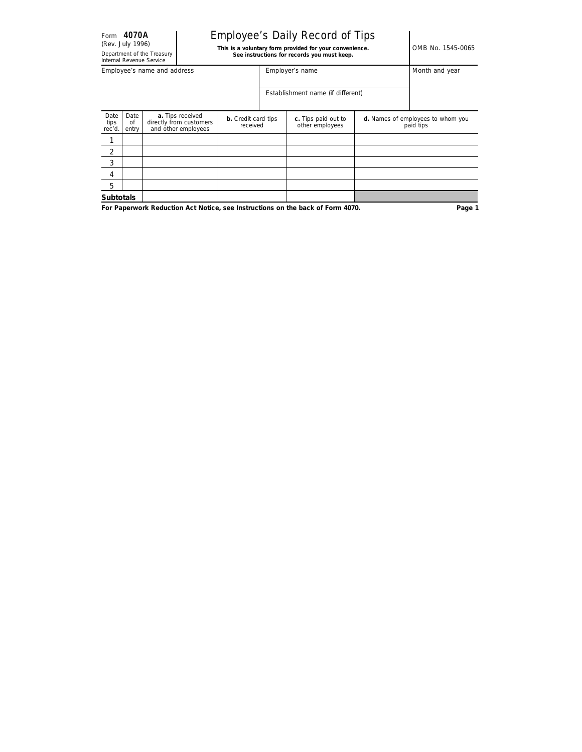Form **4070A**
(Rev. July 1996)
Department of the Treasury
Internal Revenue Service

# Employee's Daily Record of Tips

**This is a voluntary form provided for your convenience.**
**See instructions for records you must keep.**

OMB No. 1545-0065

| Employee's name and address | Employer's name | Month and year |
|---|---|---|
| | Establishment name (if different) | |

| Date tips rec'd. | Date of entry | **a.** Tips received directly from customers and other employees | **b.** Credit card tips received | **c.** Tips paid out to other employees | **d.** Names of employees to whom you paid tips |
|---|---|---|---|---|---|
| 1 | | | | | |
| 2 | | | | | |
| 3 | | | | | |
| 4 | | | | | |
| 5 | | | | | |
| **Subtotals** | | | | | |

**For Paperwork Reduction Act Notice, see Instructions on the back of Form 4070.**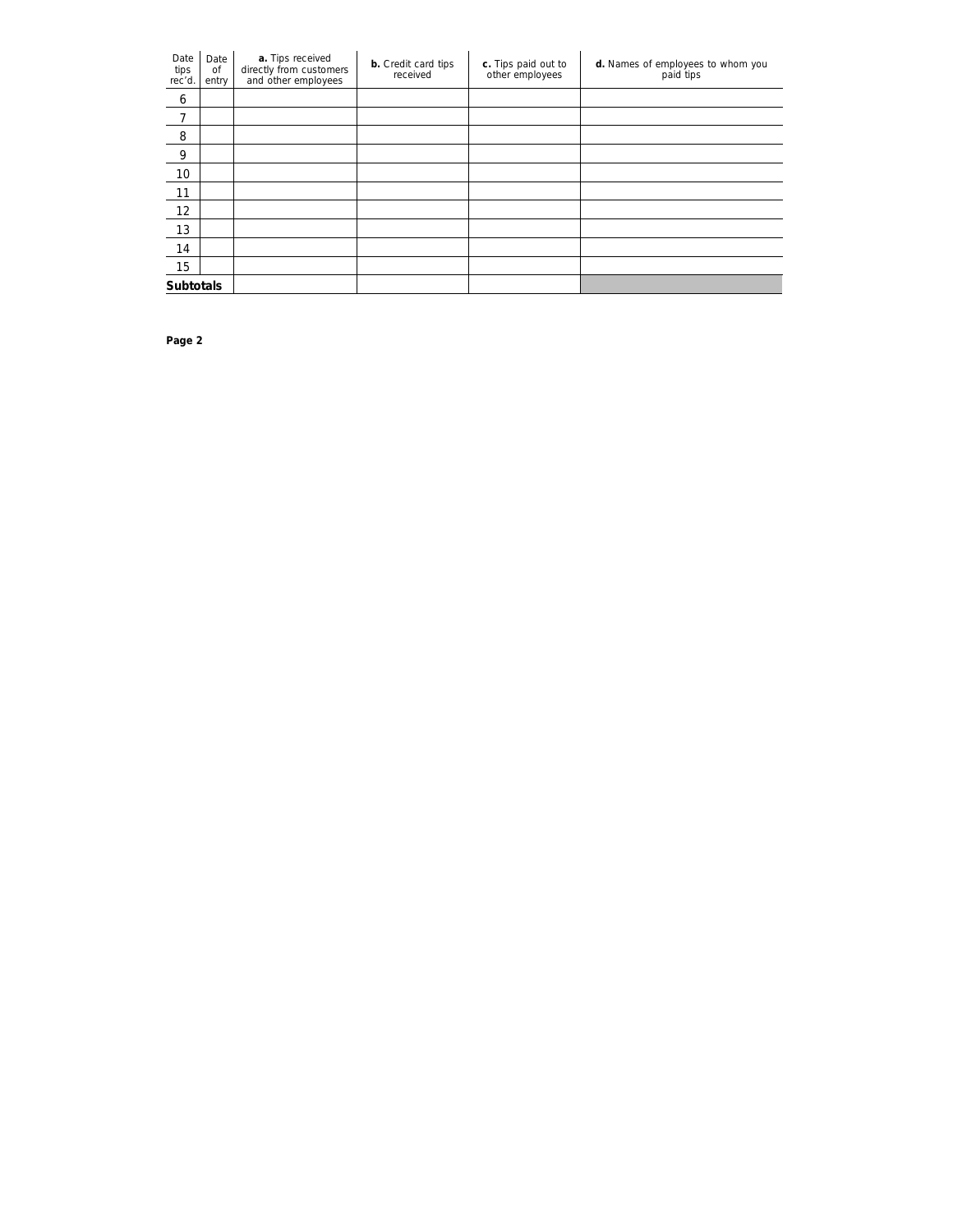| Date tips rec'd. | Date of entry | **a.** Tips received directly from customers and other employees | **b.** Credit card tips received | **c.** Tips paid out to other employees | **d.** Names of employees to whom you paid tips |
|---|---|---|---|---|---|
| 6 | | | | | |
| 7 | | | | | |
| 8 | | | | | |
| 9 | | | | | |
| 10 | | | | | |
| 11 | | | | | |
| 12 | | | | | |
| 13 | | | | | |
| 14 | | | | | |
| 15 | | | | | |
| **Subtotals** | | | | | |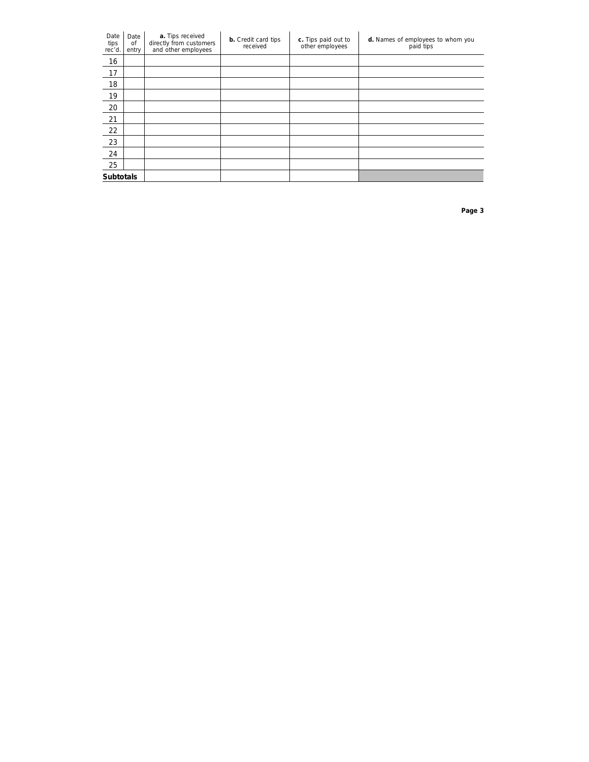| Date tips rec'd. | Date of entry | **a.** Tips received directly from customers and other employees | **b.** Credit card tips received | **c.** Tips paid out to other employees | **d.** Names of employees to whom you paid tips |
|---|---|---|---|---|---|
| 16 | | | | | |
| 17 | | | | | |
| 18 | | | | | |
| 19 | | | | | |
| 20 | | | | | |
| 21 | | | | | |
| 22 | | | | | |
| 23 | | | | | |
| 24 | | | | | |
| 25 | | | | | |
| **Subtotals** | | | | | |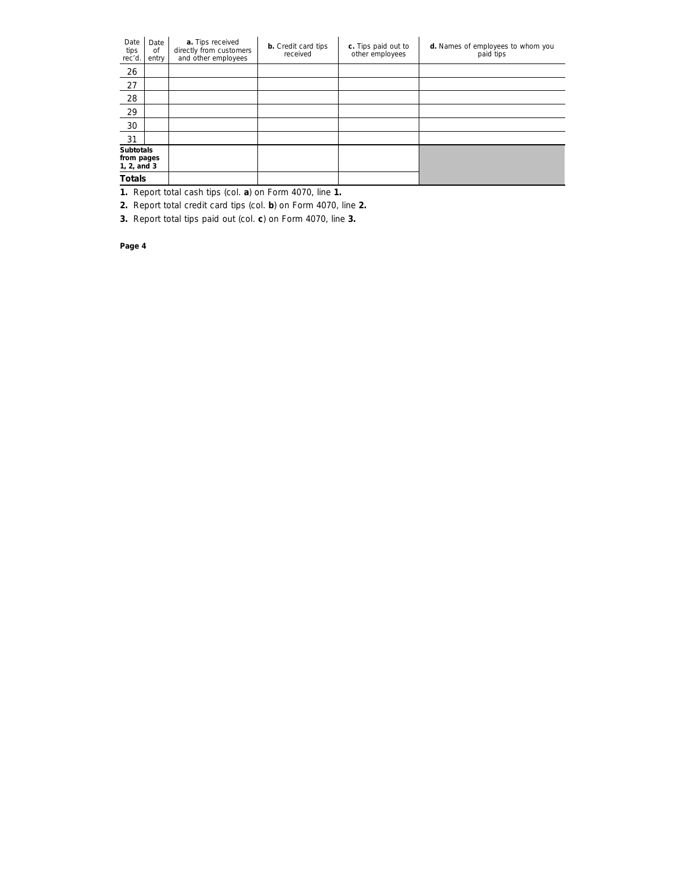| Date tips rec'd. | Date of entry | **a.** Tips received directly from customers and other employees | **b.** Credit card tips received | **c.** Tips paid out to other employees | **d.** Names of employees to whom you paid tips |
|---|---|---|---|---|---|
| 26 | | | | | |
| 27 | | | | | |
| 28 | | | | | |
| 29 | | | | | |
| 30 | | | | | |
| 31 | | | | | |
| **Subtotals from pages 1, 2, and 3** | | | | | |
| **Totals** | | | | | |

**1.** Report total cash tips (col. **a**) on Form 4070, line **1.**

**2.** Report total credit card tips (col. **b**) on Form 4070, line **2.**

**3.** Report total tips paid out (col. **c**) on Form 4070, line **3.**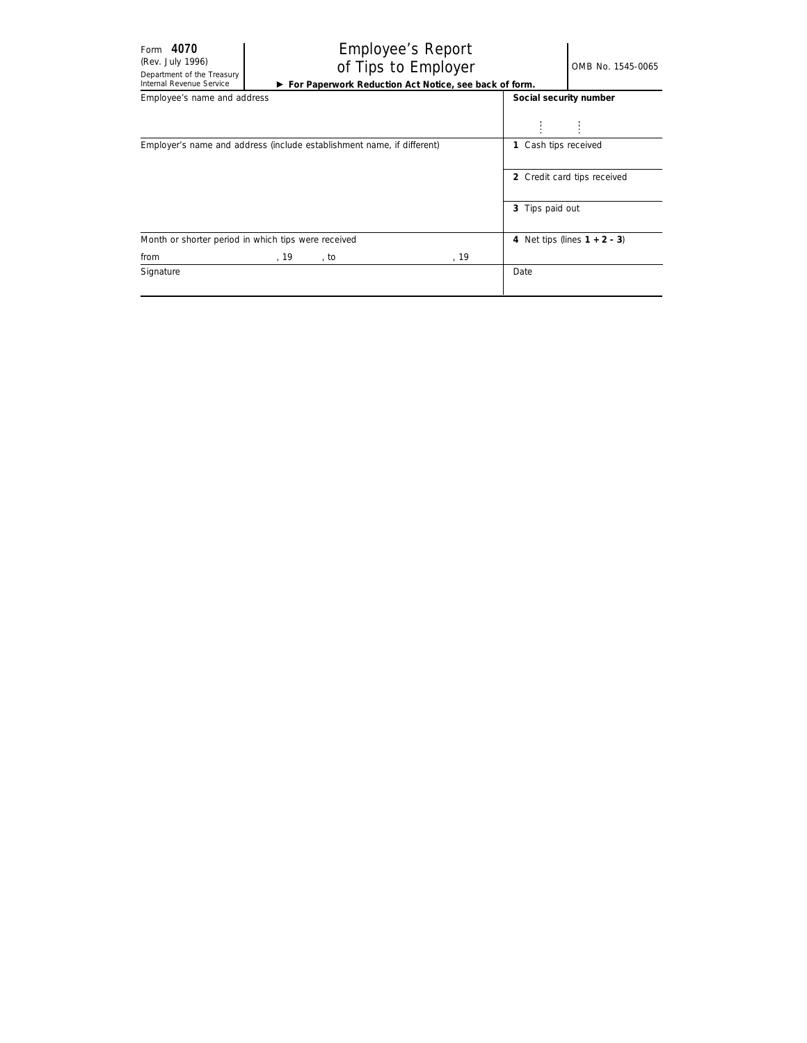Form **4070**
(Rev. July 1996)
Department of the Treasury
Internal Revenue Service

# Employee's Report of Tips to Employer

OMB No. 1545-0065

► **For Paperwork Reduction Act Notice, see back of form.**

| Employee's name and address | **Social security number** |
|---|---|
| Employer's name and address (include establishment name, if different) | **1** Cash tips received |
| | **2** Credit card tips received |
| | **3** Tips paid out |
| Month or shorter period in which tips were received<br>from , 19 , to , 19 | **4** Net tips (lines **1** + **2** - **3**) |
| Signature | Date |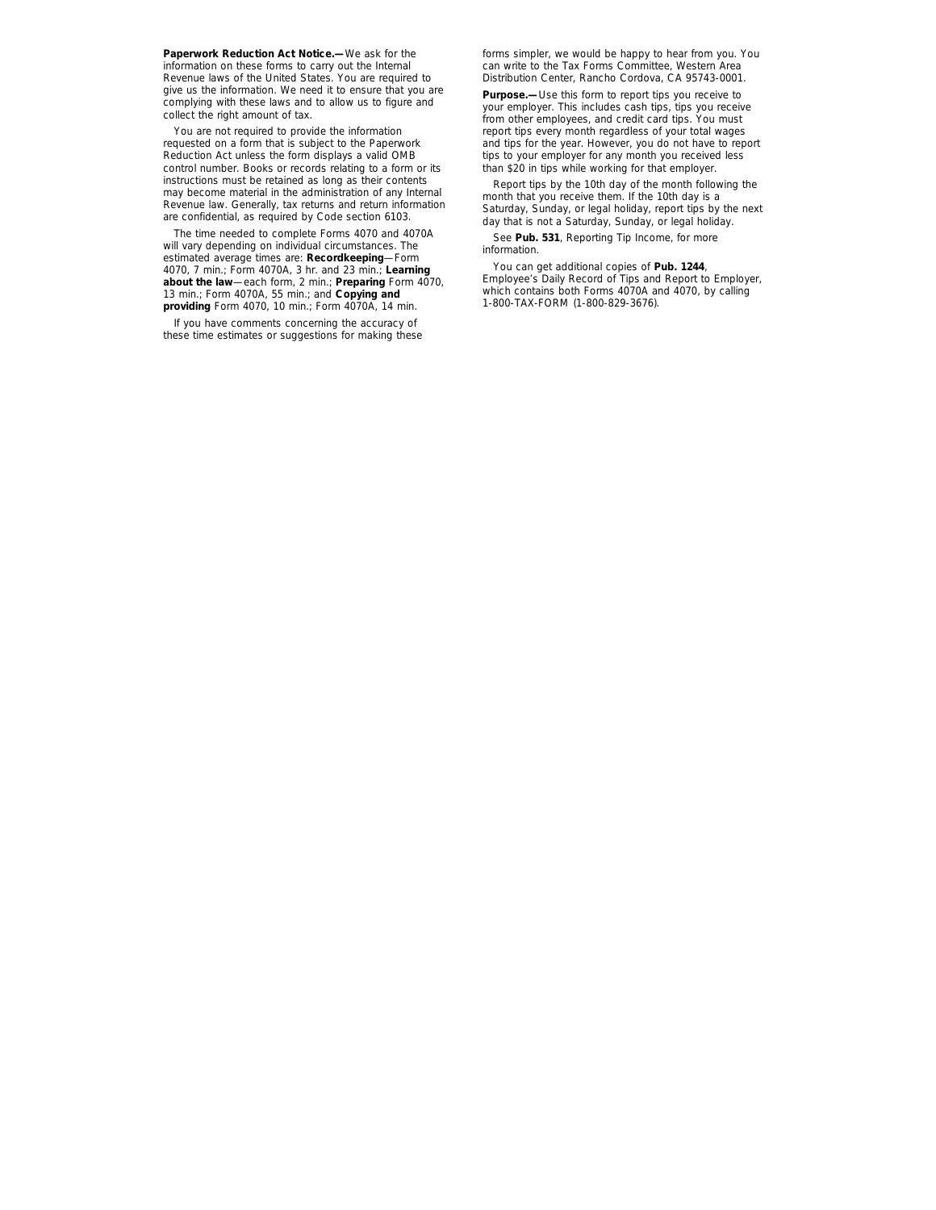**Paperwork Reduction Act Notice.—**We ask for the information on these forms to carry out the Internal Revenue laws of the United States. You are required to give us the information. We need it to ensure that you are complying with these laws and to allow us to figure and collect the right amount of tax.

You are not required to provide the information requested on a form that is subject to the Paperwork Reduction Act unless the form displays a valid OMB control number. Books or records relating to a form or its instructions must be retained as long as their contents may become material in the administration of any Internal Revenue law. Generally, tax returns and return information are confidential, as required by Code section 6103.

The time needed to complete Forms 4070 and 4070A will vary depending on individual circumstances. The estimated average times are: **Recordkeeping**—Form 4070, 7 min.; Form 4070A, 3 hr. and 23 min.; **Learning about the law**—each form, 2 min.; **Preparing** Form 4070, 13 min.; Form 4070A, 55 min.; and **Copying and providing** Form 4070, 10 min.; Form 4070A, 14 min.

If you have comments concerning the accuracy of these time estimates or suggestions for making these forms simpler, we would be happy to hear from you. You can write to the Tax Forms Committee, Western Area Distribution Center, Rancho Cordova, CA 95743-0001.

**Purpose.—**Use this form to report tips you receive to your employer. This includes cash tips, tips you receive from other employees, and credit card tips. You must report tips every month regardless of your total wages and tips for the year. However, you do not have to report tips to your employer for any month you received less than $20 in tips while working for that employer.

Report tips by the 10th day of the month following the month that you receive them. If the 10th day is a Saturday, Sunday, or legal holiday, report tips by the next day that is not a Saturday, Sunday, or legal holiday.

See **Pub. 531**, Reporting Tip Income, for more information.

You can get additional copies of **Pub. 1244**, Employee's Daily Record of Tips and Report to Employer, which contains both Forms 4070A and 4070, by calling 1-800-TAX-FORM (1-800-829-3676).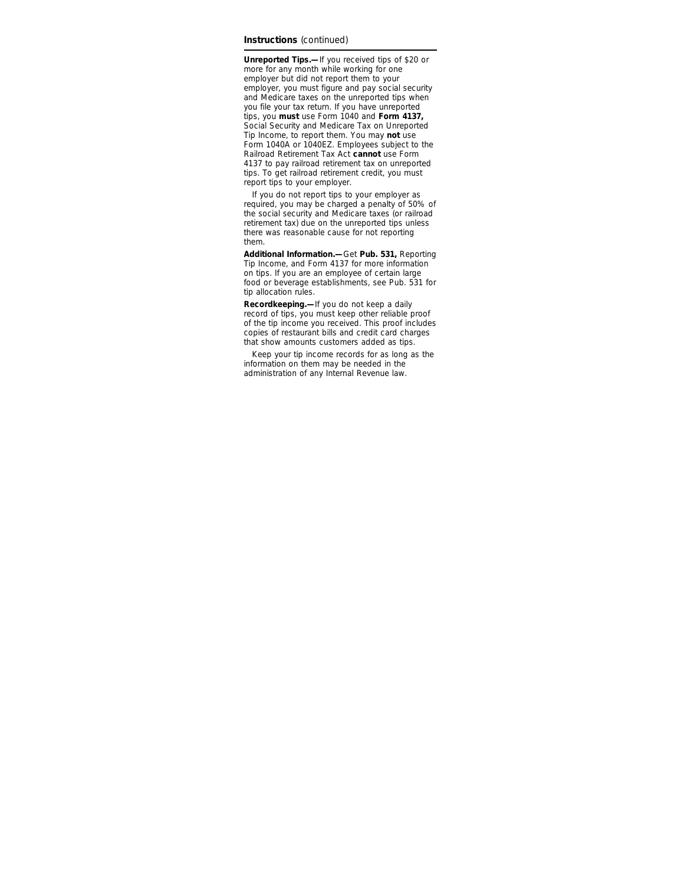**Instructions** (continued)

**Unreported Tips.—** If you received tips of $20 or more for any month while working for one employer but did not report them to your employer, you must figure and pay social security and Medicare taxes on the unreported tips when you file your tax return. If you have unreported tips, you **must** use Form 1040 and **Form 4137,** Social Security and Medicare Tax on Unreported Tip Income, to report them. You may **not** use Form 1040A or 1040EZ. Employees subject to the Railroad Retirement Tax Act **cannot** use Form 4137 to pay railroad retirement tax on unreported tips. To get railroad retirement credit, you must report tips to your employer.

If you do not report tips to your employer as required, you may be charged a penalty of 50% of the social security and Medicare taxes (or railroad retirement tax) due on the unreported tips unless there was reasonable cause for not reporting them.

**Additional Information.—** Get **Pub. 531,** Reporting Tip Income, and Form 4137 for more information on tips. If you are an employee of certain large food or beverage establishments, see Pub. 531 for tip allocation rules.

**Recordkeeping.—** If you do not keep a daily record of tips, you must keep other reliable proof of the tip income you received. This proof includes copies of restaurant bills and credit card charges that show amounts customers added as tips.

Keep your tip income records for as long as the information on them may be needed in the administration of any Internal Revenue law.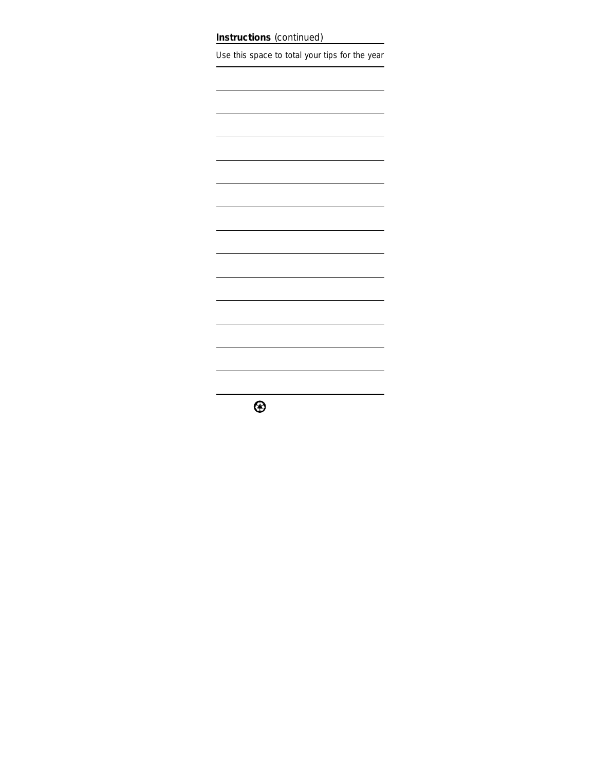**Instructions** (continued)

*Use this space to total your tips for the year*